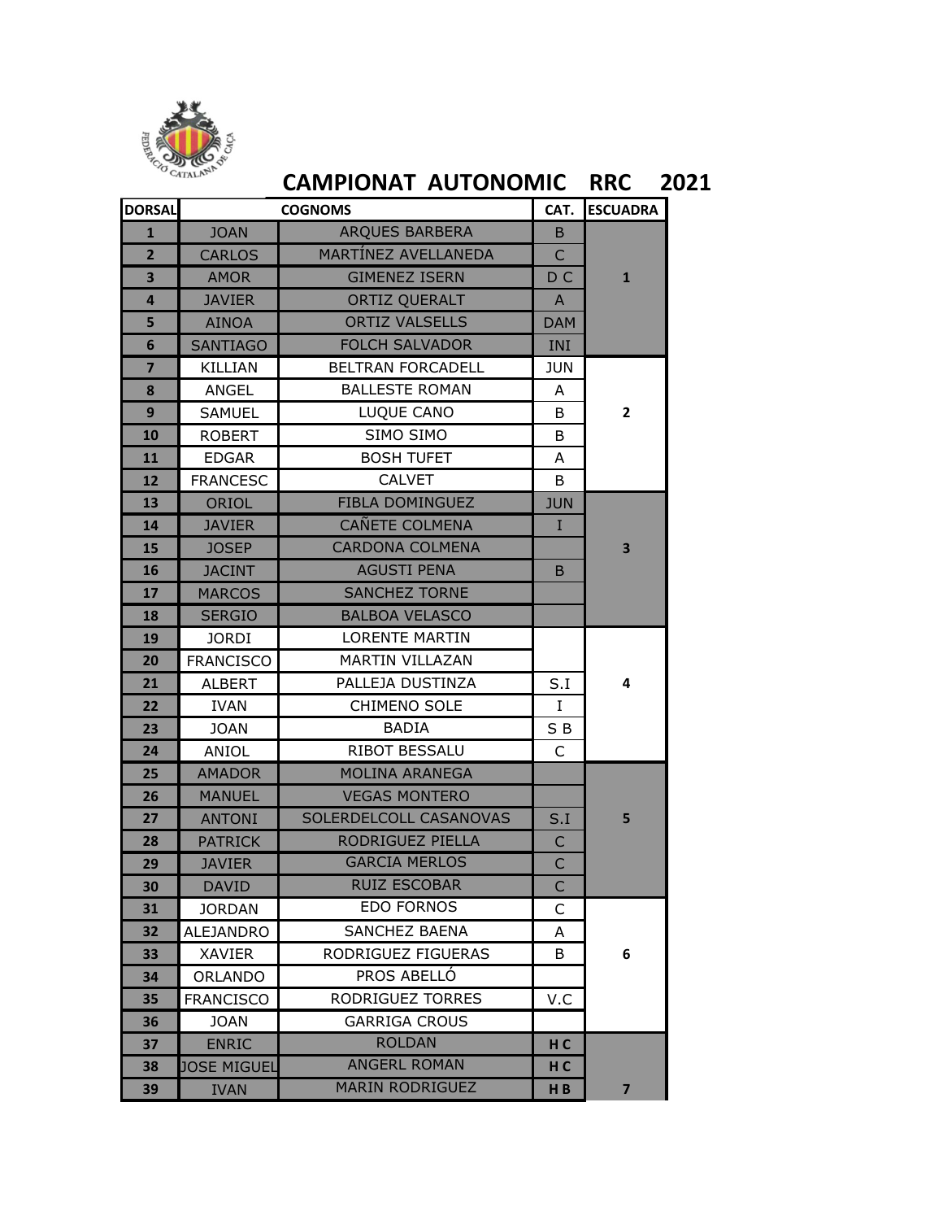# CAMPIONAT AUTONOMIC RRC 2021

| DORSAL | COGNOMS | | CAT. | ESCUADRA |
|---|---|---|---|---|
| 1 | JOAN | ARQUES BARBERA | B | 1 |
| 2 | CARLOS | MARTÍNEZ AVELLANEDA | C | |
| 3 | AMOR | GIMENEZ ISERN | D C | |
| 4 | JAVIER | ORTIZ QUERALT | A | |
| 5 | AINOA | ORTIZ VALSELLS | DAM | |
| 6 | SANTIAGO | FOLCH SALVADOR | INI | |
| 7 | KILLIAN | BELTRAN FORCADELL | JUN | 2 |
| 8 | ANGEL | BALLESTE ROMAN | A | |
| 9 | SAMUEL | LUQUE CANO | B | |
| 10 | ROBERT | SIMO SIMO | B | |
| 11 | EDGAR | BOSH TUFET | A | |
| 12 | FRANCESC | CALVET | B | |
| 13 | ORIOL | FIBLA DOMINGUEZ | JUN | 3 |
| 14 | JAVIER | CAÑETE COLMENA | I | |
| 15 | JOSEP | CARDONA COLMENA | | |
| 16 | JACINT | AGUSTI PENA | B | |
| 17 | MARCOS | SANCHEZ TORNE | | |
| 18 | SERGIO | BALBOA VELASCO | | |
| 19 | JORDI | LORENTE MARTIN | | 4 |
| 20 | FRANCISCO | MARTIN VILLAZAN | | |
| 21 | ALBERT | PALLEJA DUSTINZA | S.I | |
| 22 | IVAN | CHIMENO SOLE | I | |
| 23 | JOAN | BADIA | S B | |
| 24 | ANIOL | RIBOT BESSALU | C | |
| 25 | AMADOR | MOLINA ARANEGA | | 5 |
| 26 | MANUEL | VEGAS MONTERO | | |
| 27 | ANTONI | SOLERDELCOLL CASANOVAS | S.I | |
| 28 | PATRICK | RODRIGUEZ PIELLA | C | |
| 29 | JAVIER | GARCIA MERLOS | C | |
| 30 | DAVID | RUIZ ESCOBAR | C | |
| 31 | JORDAN | EDO FORNOS | C | 6 |
| 32 | ALEJANDRO | SANCHEZ BAENA | A | |
| 33 | XAVIER | RODRIGUEZ FIGUERAS | B | |
| 34 | ORLANDO | PROS ABELLÓ | | |
| 35 | FRANCISCO | RODRIGUEZ TORRES | V.C | |
| 36 | JOAN | GARRIGA CROUS | | |
| 37 | ENRIC | ROLDAN | H C | 7 |
| 38 | JOSE MIGUEL | ANGERL ROMAN | H C | |
| 39 | IVAN | MARIN RODRIGUEZ | H B | |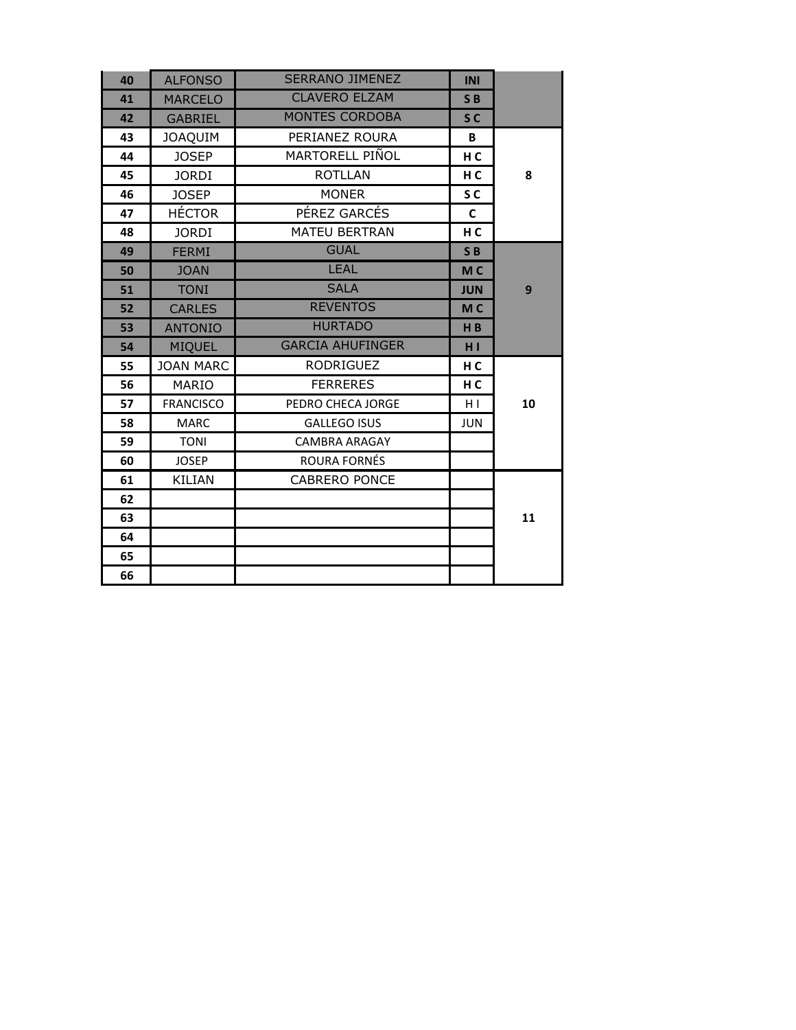| 40 | ALFONSO | SERRANO JIMENEZ | INI | |
|---|---|---|---|---|
| 41 | MARCELO | CLAVERO ELZAM | S B | |
| 42 | GABRIEL | MONTES CORDOBA | S C | |
| 43 | JOAQUIM | PERIANEZ ROURA | B | 8 |
| 44 | JOSEP | MARTORELL PIÑOL | H C | |
| 45 | JORDI | ROTLLAN | H C | |
| 46 | JOSEP | MONER | S C | |
| 47 | HÉCTOR | PÉREZ GARCÉS | C | |
| 48 | JORDI | MATEU BERTRAN | H C | |
| 49 | FERMI | GUAL | S B | 9 |
| 50 | JOAN | LEAL | M C | |
| 51 | TONI | SALA | JUN | |
| 52 | CARLES | REVENTOS | M C | |
| 53 | ANTONIO | HURTADO | H B | |
| 54 | MIQUEL | GARCIA AHUFINGER | H I | |
| 55 | JOAN MARC | RODRIGUEZ | H C | 10 |
| 56 | MARIO | FERRERES | H C | |
| 57 | FRANCISCO | PEDRO CHECA JORGE | H I | |
| 58 | MARC | GALLEGO ISUS | JUN | |
| 59 | TONI | CAMBRA ARAGAY | | |
| 60 | JOSEP | ROURA FORNÉS | | |
| 61 | KILIAN | CABRERO PONCE | | 11 |
| 62 | | | | |
| 63 | | | | |
| 64 | | | | |
| 65 | | | | |
| 66 | | | | |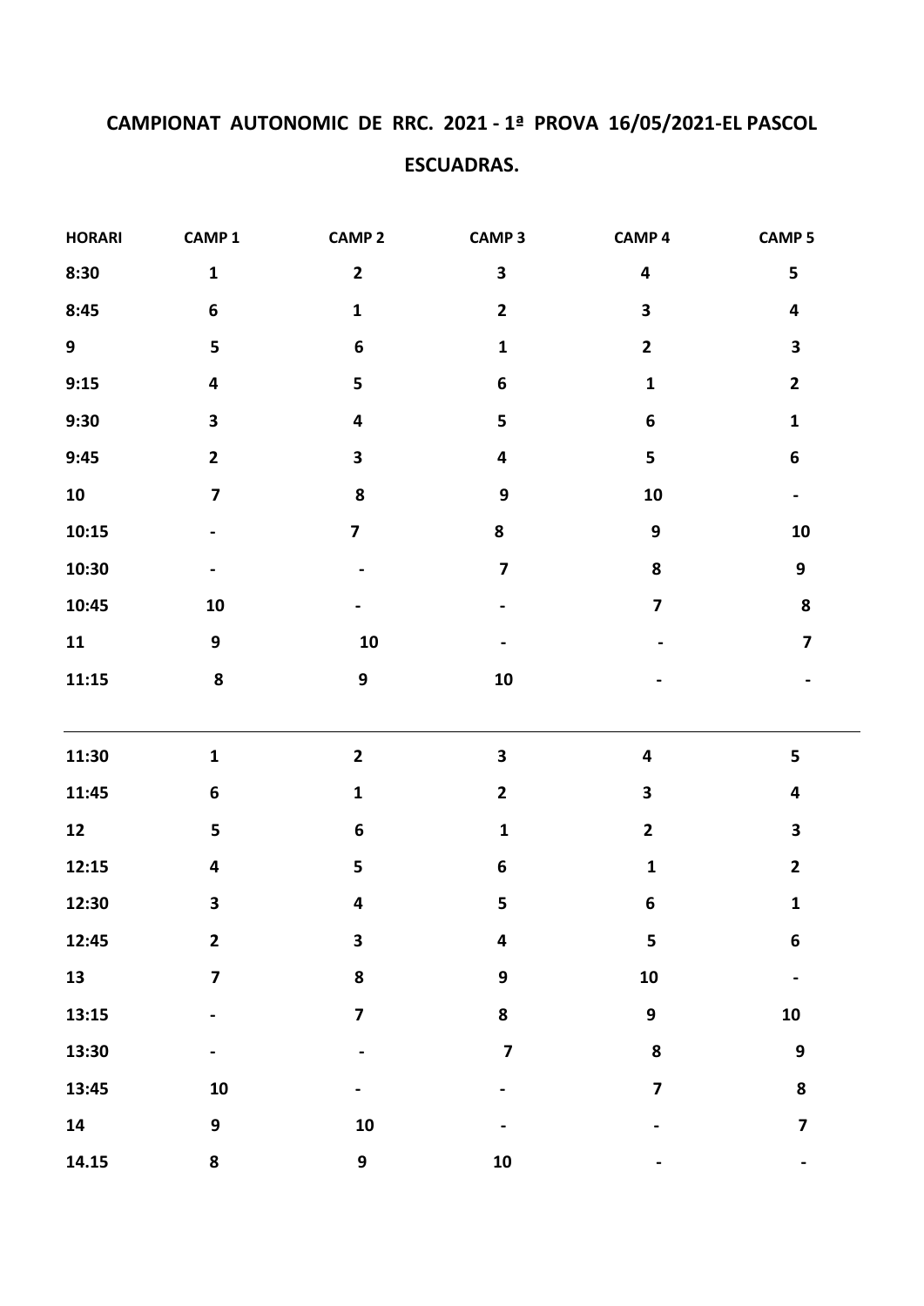# CAMPIONAT AUTONOMIC DE RRC. 2021 - 1ª PROVA 16/05/2021-EL PASCOL

## ESCUADRAS.

| HORARI | CAMP 1 | CAMP 2 | CAMP 3 | CAMP 4 | CAMP 5 |
|---|---|---|---|---|---|
| 8:30 | 1 | 2 | 3 | 4 | 5 |
| 8:45 | 6 | 1 | 2 | 3 | 4 |
| 9 | 5 | 6 | 1 | 2 | 3 |
| 9:15 | 4 | 5 | 6 | 1 | 2 |
| 9:30 | 3 | 4 | 5 | 6 | 1 |
| 9:45 | 2 | 3 | 4 | 5 | 6 |
| 10 | 7 | 8 | 9 | 10 | - |
| 10:15 | - | 7 | 8 | 9 | 10 |
| 10:30 | - | - | 7 | 8 | 9 |
| 10:45 | 10 | - | - | 7 | 8 |
| 11 | 9 | 10 | - | - | 7 |
| 11:15 | 8 | 9 | 10 | - | - |
| 11:30 | 1 | 2 | 3 | 4 | 5 |
| 11:45 | 6 | 1 | 2 | 3 | 4 |
| 12 | 5 | 6 | 1 | 2 | 3 |
| 12:15 | 4 | 5 | 6 | 1 | 2 |
| 12:30 | 3 | 4 | 5 | 6 | 1 |
| 12:45 | 2 | 3 | 4 | 5 | 6 |
| 13 | 7 | 8 | 9 | 10 | - |
| 13:15 | - | 7 | 8 | 9 | 10 |
| 13:30 | - | - | 7 | 8 | 9 |
| 13:45 | 10 | - | - | 7 | 8 |
| 14 | 9 | 10 | - | - | 7 |
| 14.15 | 8 | 9 | 10 | - | - |